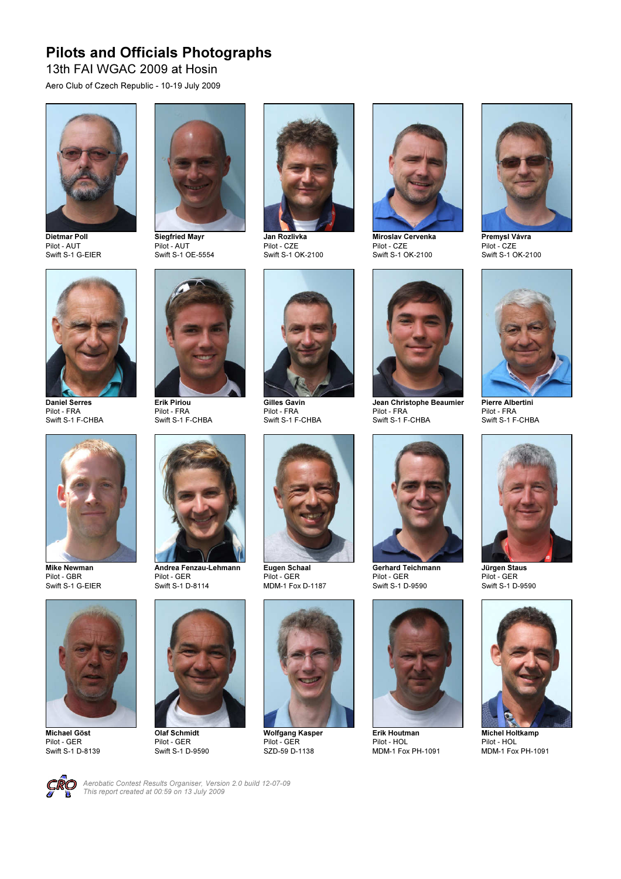# Pilots and Officials Photographs

## 13th FAI WGAC 2009 at Hosin

Aero Club of Czech Republic - 10-19 July 2009

**Dietmar Poll**
Pilot - AUT
Swift S-1 G-EIER

**Siegfried Mayr**
Pilot - AUT
Swift S-1 OE-5554

**Jan Rozlivka**
Pilot - CZE
Swift S-1 OK-2100

**Miroslav Cervenka**
Pilot - CZE
Swift S-1 OK-2100

**Premysl Vávra**
Pilot - CZE
Swift S-1 OK-2100

**Daniel Serres**
Pilot - FRA
Swift S-1 F-CHBA

**Erik Piriou**
Pilot - FRA
Swift S-1 F-CHBA

**Gilles Gavin**
Pilot - FRA
Swift S-1 F-CHBA

**Jean Christophe Beaumier**
Pilot - FRA
Swift S-1 F-CHBA

**Pierre Albertini**
Pilot - FRA
Swift S-1 F-CHBA

**Mike Newman**
Pilot - GBR
Swift S-1 G-EIER

**Andrea Fenzau-Lehmann**
Pilot - GER
Swift S-1 D-8114

**Eugen Schaal**
Pilot - GER
MDM-1 Fox D-1187

**Gerhard Teichmann**
Pilot - GER
Swift S-1 D-9590

**Jürgen Staus**
Pilot - GER
Swift S-1 D-9590

**Michael Göst**
Pilot - GER
Swift S-1 D-8139

**Olaf Schmidt**
Pilot - GER
Swift S-1 D-9590

**Wolfgang Kasper**
Pilot - GER
SZD-59 D-1138

**Erik Houtman**
Pilot - HOL
MDM-1 Fox PH-1091

**Michel Holtkamp**
Pilot - HOL
MDM-1 Fox PH-1091

*Aerobatic Contest Results Organiser, Version 2.0 build 12-07-09*
*This report created at 00:59 on 13 July 2009*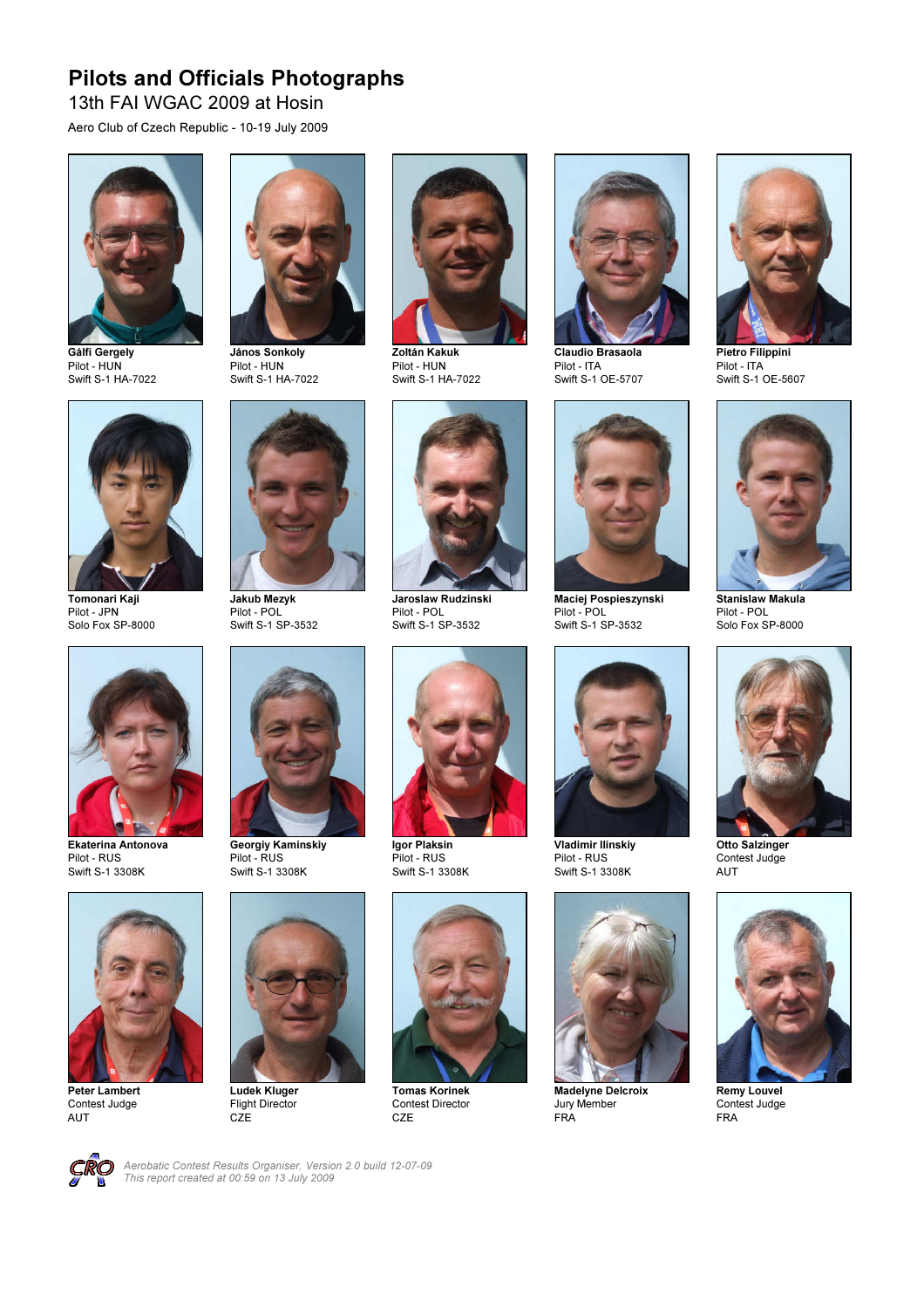# Pilots and Officials Photographs

## 13th FAI WGAC 2009 at Hosin

Aero Club of Czech Republic - 10-19 July 2009

**Gálfi Gergely**
Pilot - HUN
Swift S-1 HA-7022

**János Sonkoly**
Pilot - HUN
Swift S-1 HA-7022

**Zoltán Kakuk**
Pilot - HUN
Swift S-1 HA-7022

**Claudio Brasaola**
Pilot - ITA
Swift S-1 OE-5707

**Pietro Filippini**
Pilot - ITA
Swift S-1 OE-5607

**Tomonari Kaji**
Pilot - JPN
Solo Fox SP-8000

**Jakub Mezyk**
Pilot - POL
Swift S-1 SP-3532

**Jaroslaw Rudzinski**
Pilot - POL
Swift S-1 SP-3532

**Maciej Pospieszynski**
Pilot - POL
Swift S-1 SP-3532

**Stanislaw Makula**
Pilot - POL
Solo Fox SP-8000

**Ekaterina Antonova**
Pilot - RUS
Swift S-1 3308K

**Georgiy Kaminskiy**
Pilot - RUS
Swift S-1 3308K

**Igor Plaksin**
Pilot - RUS
Swift S-1 3308K

**Vladimir Ilinskiy**
Pilot - RUS
Swift S-1 3308K

**Otto Salzinger**
Contest Judge
AUT

**Peter Lambert**
Contest Judge
AUT

**Ludek Kluger**
Flight Director
CZE

**Tomas Korinek**
Contest Director
CZE

**Madelyne Delcroix**
Jury Member
FRA

**Remy Louvel**
Contest Judge
FRA

*Aerobatic Contest Results Organiser, Version 2.0 build 12-07-09*
*This report created at 00:59 on 13 July 2009*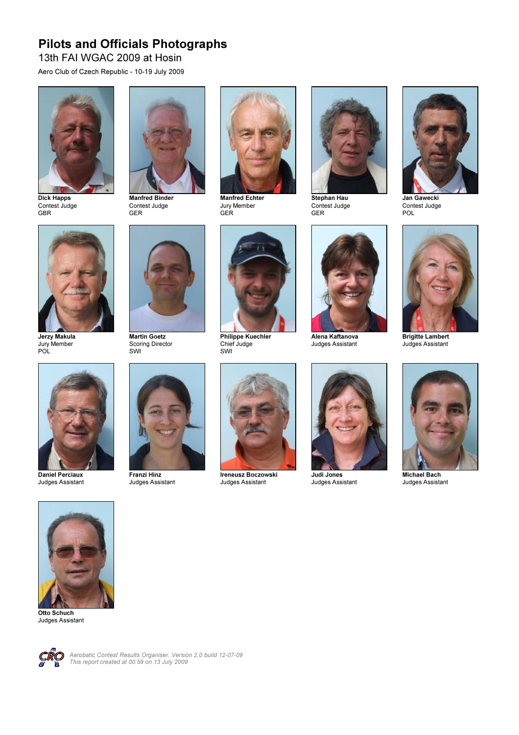# Pilots and Officials Photographs

## 13th FAI WGAC 2009 at Hosin

Aero Club of Czech Republic - 10-19 July 2009

**Dick Happs**
Contest Judge
GBR

**Manfred Binder**
Contest Judge
GER

**Manfred Echter**
Jury Member
GER

**Stephan Hau**
Contest Judge
GER

**Jan Gawecki**
Contest Judge
POL

**Jerzy Makula**
Jury Member
POL

**Martin Goetz**
Scoring Director
SWI

**Philippe Kuechler**
Chief Judge
SWI

**Alena Kaftanova**
Judges Assistant

**Brigitte Lambert**
Judges Assistant

**Daniel Perciaux**
Judges Assistant

**Franzi Hinz**
Judges Assistant

**Ireneusz Boczowski**
Judges Assistant

**Judi Jones**
Judges Assistant

**Michael Bach**
Judges Assistant

**Otto Schuch**
Judges Assistant

*Aerobatic Contest Results Organiser, Version 2.0 build 12-07-09*
*This report created at 00:59 on 13 July 2009*